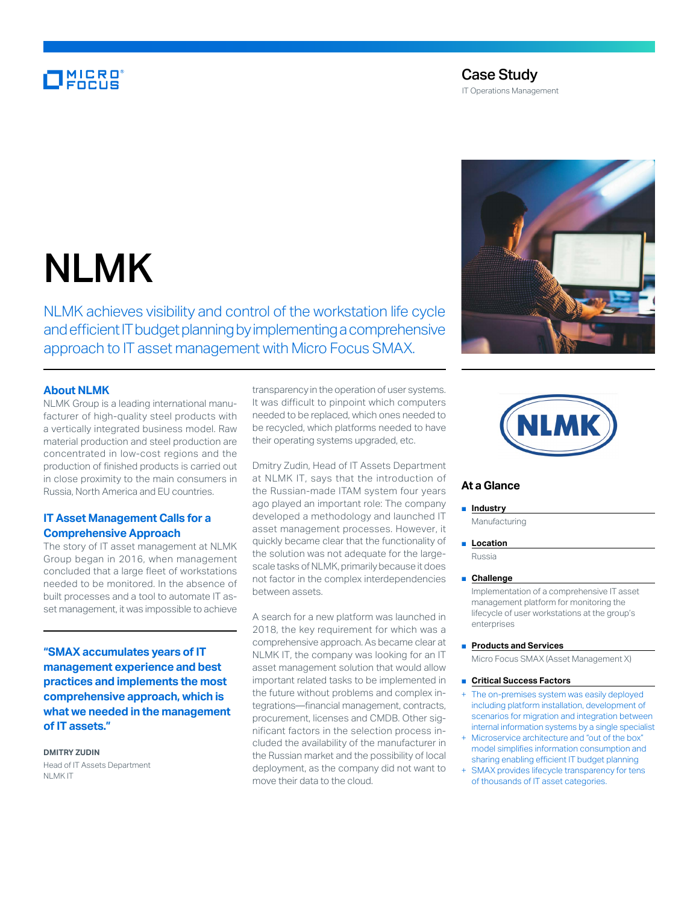Case Study

IT Operations Management

# NLMK

NLMK achieves visibility and control of the workstation life cycle and efficient IT budget planning by implementing a comprehensive approach to IT asset management with Micro Focus SMAX.

## About NLMK

NLMK Group is a leading international manufacturer of high-quality steel products with a vertically integrated business model. Raw material production and steel production are concentrated in low-cost regions and the production of finished products is carried out in close proximity to the main consumers in Russia, North America and EU countries.

## IT Asset Management Calls for a Comprehensive Approach

The story of IT asset management at NLMK Group began in 2016, when management concluded that a large fleet of workstations needed to be monitored. In the absence of built processes and a tool to automate IT asset management, it was impossible to achieve transparency in the operation of user systems. It was difficult to pinpoint which computers needed to be replaced, which ones needed to be recycled, which platforms needed to have their operating systems upgraded, etc.

**"SMAX accumulates years of IT management experience and best practices and implements the most comprehensive approach, which is what we needed in the management of IT assets."**

**DMITRY ZUDIN**
Head of IT Assets Department
NLMK IT

Dmitry Zudin, Head of IT Assets Department at NLMK IT, says that the introduction of the Russian-made ITAM system four years ago played an important role: The company developed a methodology and launched IT asset management processes. However, it quickly became clear that the functionality of the solution was not adequate for the large-scale tasks of NLMK, primarily because it does not factor in the complex interdependencies between assets.

A search for a new platform was launched in 2018, the key requirement for which was a comprehensive approach. As became clear at NLMK IT, the company was looking for an IT asset management solution that would allow important related tasks to be implemented in the future without problems and complex integrations—financial management, contracts, procurement, licenses and CMDB. Other significant factors in the selection process included the availability of the manufacturer in the Russian market and the possibility of local deployment, as the company did not want to move their data to the cloud.

## At a Glance

**Industry**
Manufacturing

**Location**
Russia

**Challenge**
Implementation of a comprehensive IT asset management platform for monitoring the lifecycle of user workstations at the group's enterprises

**Products and Services**
Micro Focus SMAX (Asset Management X)

**Critical Success Factors**

- The on-premises system was easily deployed including platform installation, development of scenarios for migration and integration between internal information systems by a single specialist
- Microservice architecture and "out of the box" model simplifies information consumption and sharing enabling efficient IT budget planning
- SMAX provides lifecycle transparency for tens of thousands of IT asset categories.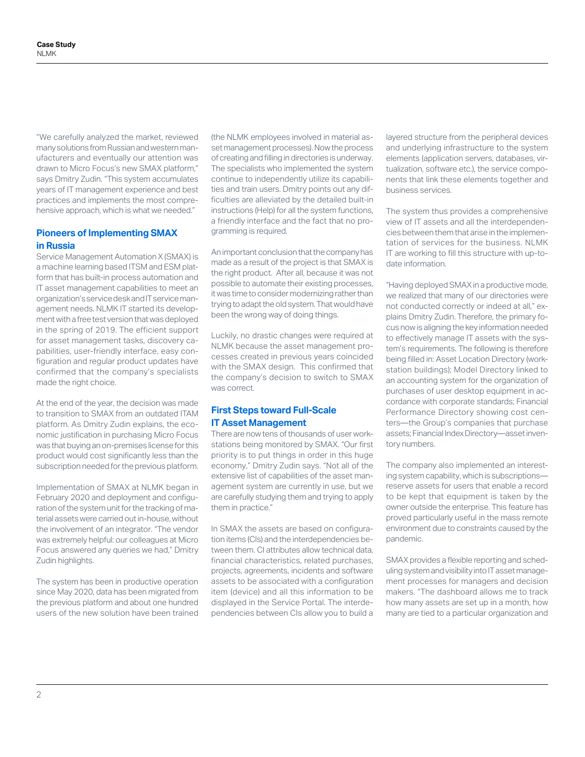"We carefully analyzed the market, reviewed many solutions from Russian and western manufacturers and eventually our attention was drawn to Micro Focus's new SMAX platform," says Dmitry Zudin. "This system accumulates years of IT management experience and best practices and implements the most comprehensive approach, which is what we needed."

## Pioneers of Implementing SMAX in Russia

Service Management Automation X (SMAX) is a machine learning based ITSM and ESM platform that has built-in process automation and IT asset management capabilities to meet an organization's service desk and IT service management needs. NLMK IT started its development with a free test version that was deployed in the spring of 2019. The efficient support for asset management tasks, discovery capabilities, user-friendly interface, easy configuration and regular product updates have confirmed that the company's specialists made the right choice.

At the end of the year, the decision was made to transition to SMAX from an outdated ITAM platform. As Dmitry Zudin explains, the economic justification in purchasing Micro Focus was that buying an on-premises license for this product would cost significantly less than the subscription needed for the previous platform.

Implementation of SMAX at NLMK began in February 2020 and deployment and configuration of the system unit for the tracking of material assets were carried out in-house, without the involvement of an integrator. "The vendor was extremely helpful: our colleagues at Micro Focus answered any queries we had," Dmitry Zudin highlights.

The system has been in productive operation since May 2020, data has been migrated from the previous platform and about one hundred users of the new solution have been trained (the NLMK employees involved in material asset management processes). Now the process of creating and filling in directories is underway. The specialists who implemented the system continue to independently utilize its capabilities and train users. Dmitry points out any difficulties are alleviated by the detailed built-in instructions (Help) for all the system functions, a friendly interface and the fact that no programming is required.

An important conclusion that the company has made as a result of the project is that SMAX is the right product. After all, because it was not possible to automate their existing processes, it was time to consider modernizing rather than trying to adapt the old system. That would have been the wrong way of doing things.

Luckily, no drastic changes were required at NLMK because the asset management processes created in previous years coincided with the SMAX design. This confirmed that the company's decision to switch to SMAX was correct.

## First Steps toward Full-Scale IT Asset Management

There are now tens of thousands of user workstations being monitored by SMAX. "Our first priority is to put things in order in this huge economy," Dmitry Zudin says. "Not all of the extensive list of capabilities of the asset management system are currently in use, but we are carefully studying them and trying to apply them in practice."

In SMAX the assets are based on configuration items (CIs) and the interdependencies between them. CI attributes allow technical data, financial characteristics, related purchases, projects, agreements, incidents and software assets to be associated with a configuration item (device) and all this information to be displayed in the Service Portal. The interdependencies between CIs allow you to build a layered structure from the peripheral devices and underlying infrastructure to the system elements (application servers, databases, virtualization, software etc.), the service components that link these elements together and business services.

The system thus provides a comprehensive view of IT assets and all the interdependencies between them that arise in the implementation of services for the business. NLMK IT are working to fill this structure with up-to-date information.

"Having deployed SMAX in a productive mode, we realized that many of our directories were not conducted correctly or indeed at all," explains Dmitry Zudin. Therefore, the primary focus now is aligning the key information needed to effectively manage IT assets with the system's requirements. The following is therefore being filled in: Asset Location Directory (workstation buildings); Model Directory linked to an accounting system for the organization of purchases of user desktop equipment in accordance with corporate standards; Financial Performance Directory showing cost centers—the Group's companies that purchase assets; Financial Index Directory—asset inventory numbers.

The company also implemented an interesting system capability, which is subscriptions—reserve assets for users that enable a record to be kept that equipment is taken by the owner outside the enterprise. This feature has proved particularly useful in the mass remote environment due to constraints caused by the pandemic.

SMAX provides a flexible reporting and scheduling system and visibility into IT asset management processes for managers and decision makers. "The dashboard allows me to track how many assets are set up in a month, how many are tied to a particular organization and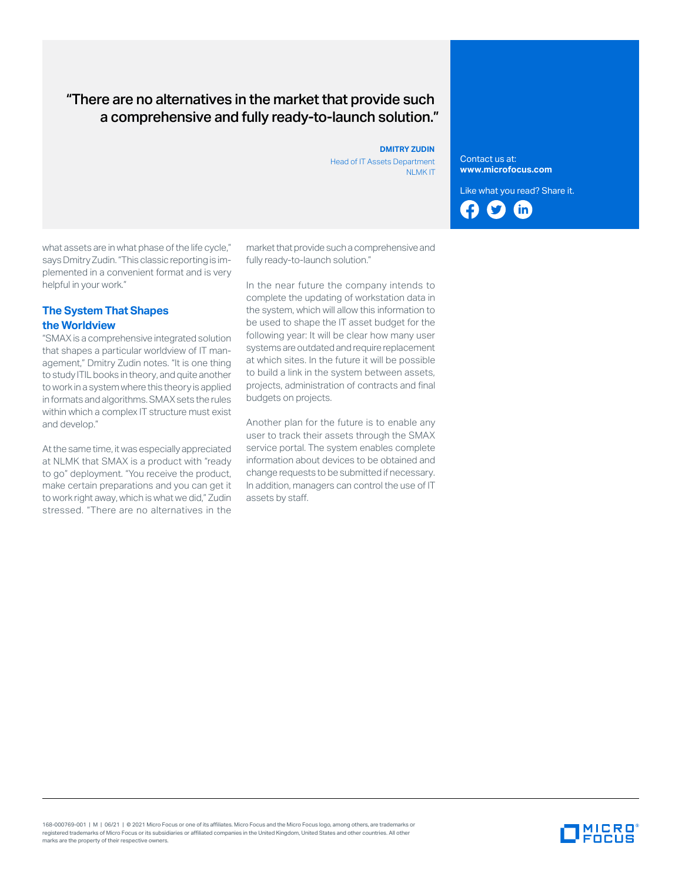> "There are no alternatives in the market that provide such a comprehensive and fully ready-to-launch solution."
>
> **DMITRY ZUDIN**
> Head of IT Assets Department
> NLMK IT

Contact us at:
**www.microfocus.com**

Like what you read? Share it.

what assets are in what phase of the life cycle," says Dmitry Zudin. "This classic reporting is implemented in a convenient format and is very helpful in your work."

## The System That Shapes the Worldview

"SMAX is a comprehensive integrated solution that shapes a particular worldview of IT management," Dmitry Zudin notes. "It is one thing to study ITIL books in theory, and quite another to work in a system where this theory is applied in formats and algorithms. SMAX sets the rules within which a complex IT structure must exist and develop."

At the same time, it was especially appreciated at NLMK that SMAX is a product with "ready to go" deployment. "You receive the product, make certain preparations and you can get it to work right away, which is what we did," Zudin stressed. "There are no alternatives in the market that provide such a comprehensive and fully ready-to-launch solution."

In the near future the company intends to complete the updating of workstation data in the system, which will allow this information to be used to shape the IT asset budget for the following year: It will be clear how many user systems are outdated and require replacement at which sites. In the future it will be possible to build a link in the system between assets, projects, administration of contracts and final budgets on projects.

Another plan for the future is to enable any user to track their assets through the SMAX service portal. The system enables complete information about devices to be obtained and change requests to be submitted if necessary. In addition, managers can control the use of IT assets by staff.

168-000769-001 | M | 06/21 | © 2021 Micro Focus or one of its affiliates. Micro Focus and the Micro Focus logo, among others, are trademarks or registered trademarks of Micro Focus or its subsidiaries or affiliated companies in the United Kingdom, United States and other countries. All other marks are the property of their respective owners.